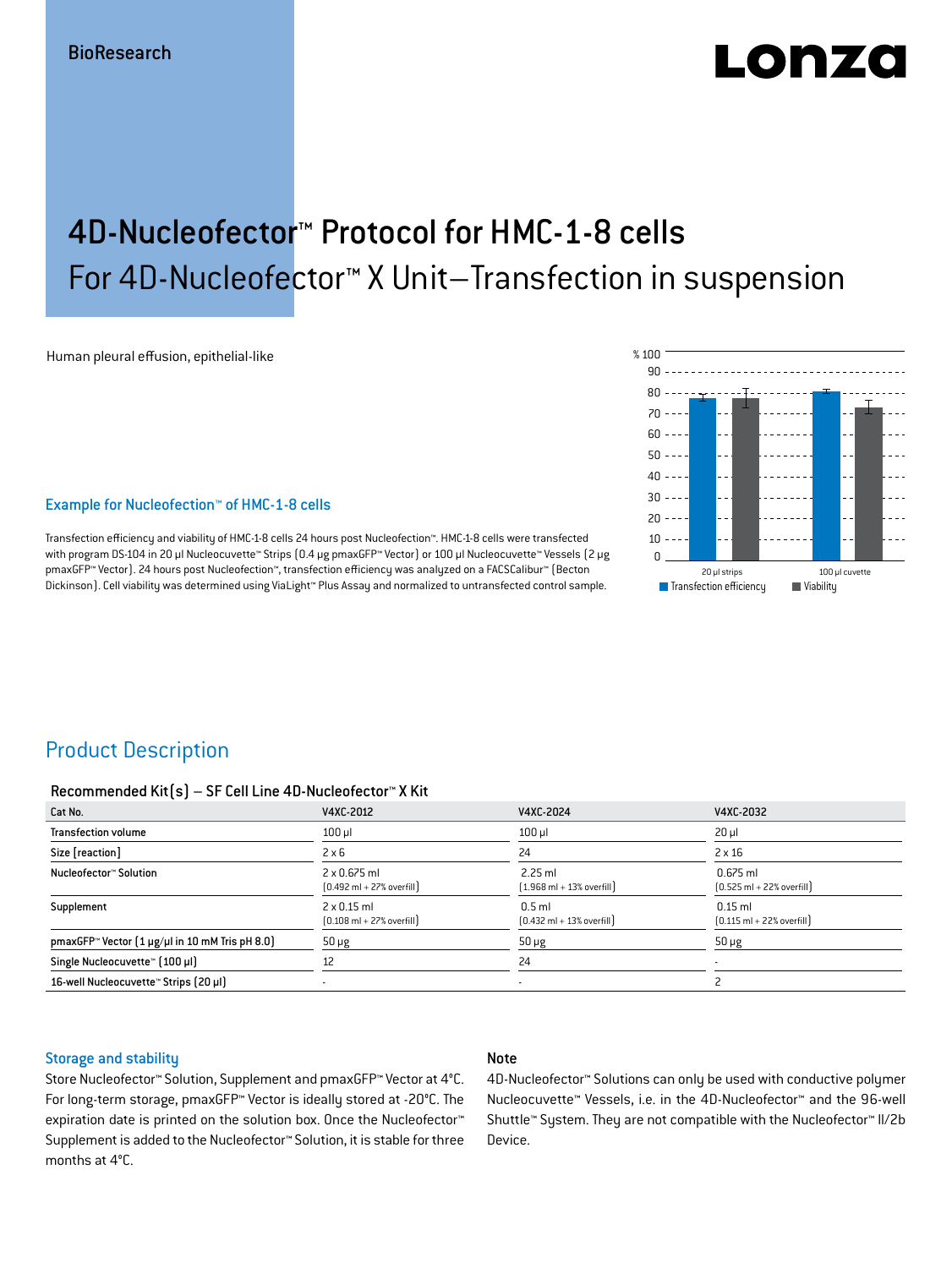BioResearch

# 4D-Nucleofector™ Protocol for HMC-1-8 cells

## For 4D-Nucleofector™ X Unit–Transfection in suspension

Human pleural effusion, epithelial-like

### Example for Nucleofection™ of HMC-1-8 cells

Transfection efficiency and viability of HMC-1-8 cells 24 hours post Nucleofection™. HMC-1-8 cells were transfected with program DS-104 in 20 µl Nucleocuvette™ Strips (0.4 µg pmaxGFP™ Vector) or 100 µl Nucleocuvette™ Vessels (2 µg pmaxGFP™ Vector). 24 hours post Nucleofection™, transfection efficiency was analyzed on a FACSCalibur™ (Becton Dickinson). Cell viability was determined using ViaLight™ Plus Assay and normalized to untransfected control sample.

## Product Description

### Recommended Kit(s) – SF Cell Line 4D-Nucleofector™ X Kit

| Cat No. | V4XC-2012 | V4XC-2024 | V4XC-2032 |
|---|---|---|---|
| Transfection volume | 100 µl | 100 µl | 20 µl |
| Size [reaction] | 2 x 6 | 24 | 2 x 16 |
| Nucleofector™ Solution | 2 x 0.675 ml (0.492 ml + 27% overfill) | 2.25 ml (1.968 ml + 13% overfill) | 0.675 ml (0.525 ml + 22% overfill) |
| Supplement | 2 x 0.15 ml (0.108 ml + 27% overfill) | 0.5 ml (0.432 ml + 13% overfill) | 0.15 ml (0.115 ml + 22% overfill) |
| pmaxGFP™ Vector (1 µg/µl in 10 mM Tris pH 8.0) | 50 µg | 50 µg | 50 µg |
| Single Nucleocuvette™ (100 µl) | 12 | 24 | - |
| 16-well Nucleocuvette™ Strips (20 µl) | - | - | 2 |

### Storage and stability

Store Nucleofector™ Solution, Supplement and pmaxGFP™ Vector at 4°C. For long-term storage, pmaxGFP™ Vector is ideally stored at -20°C. The expiration date is printed on the solution box. Once the Nucleofector™ Supplement is added to the Nucleofector™ Solution, it is stable for three months at 4°C.

### Note

4D-Nucleofector™ Solutions can only be used with conductive polymer Nucleocuvette™ Vessels, i.e. in the 4D-Nucleofector™ and the 96-well Shuttle™ System. They are not compatible with the Nucleofector™ II/2b Device.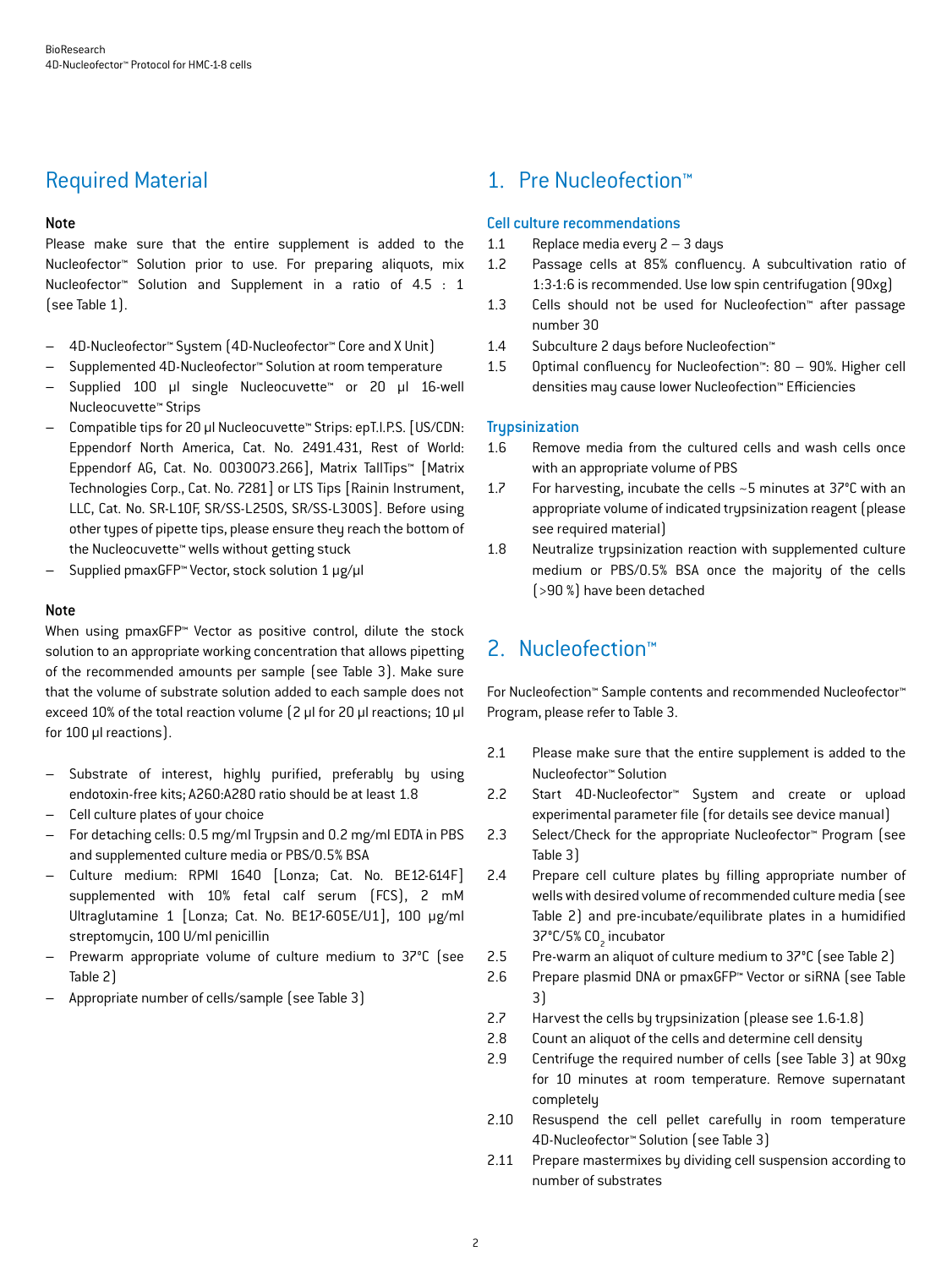## Required Material

### Note

Please make sure that the entire supplement is added to the Nucleofector™ Solution prior to use. For preparing aliquots, mix Nucleofector™ Solution and Supplement in a ratio of 4.5 : 1 (see Table 1).

- 4D-Nucleofector™ System (4D-Nucleofector™ Core and X Unit)
- Supplemented 4D-Nucleofector™ Solution at room temperature
- Supplied 100 µl single Nucleocuvette™ or 20 µl 16-well Nucleocuvette™ Strips
- Compatible tips for 20 µl Nucleocuvette™ Strips: epT.I.P.S. [US/CDN: Eppendorf North America, Cat. No. 2491.431, Rest of World: Eppendorf AG, Cat. No. 0030073.266], Matrix TallTips™ [Matrix Technologies Corp., Cat. No. 7281] or LTS Tips [Rainin Instrument, LLC, Cat. No. SR-L10F, SR/SS-L250S, SR/SS-L300S]. Before using other types of pipette tips, please ensure they reach the bottom of the Nucleocuvette™ wells without getting stuck
- Supplied pmaxGFP™ Vector, stock solution 1 µg/µl

### Note

When using pmaxGFP™ Vector as positive control, dilute the stock solution to an appropriate working concentration that allows pipetting of the recommended amounts per sample (see Table 3). Make sure that the volume of substrate solution added to each sample does not exceed 10% of the total reaction volume (2 µl for 20 µl reactions; 10 µl for 100 µl reactions).

- Substrate of interest, highly purified, preferably by using endotoxin-free kits; A260:A280 ratio should be at least 1.8
- Cell culture plates of your choice
- For detaching cells: 0.5 mg/ml Trypsin and 0.2 mg/ml EDTA in PBS and supplemented culture media or PBS/0.5% BSA
- Culture medium: RPMI 1640 [Lonza; Cat. No. BE12-614F] supplemented with 10% fetal calf serum (FCS), 2 mM Ultraglutamine 1 [Lonza; Cat. No. BE17-605E/U1], 100 µg/ml streptomycin, 100 U/ml penicillin
- Prewarm appropriate volume of culture medium to 37°C (see Table 2)
- Appropriate number of cells/sample (see Table 3)

## 1. Pre Nucleofection™

### Cell culture recommendations

1.1 Replace media every 2 – 3 days
1.2 Passage cells at 85% confluency. A subcultivation ratio of 1:3-1:6 is recommended. Use low spin centrifugation (90xg)
1.3 Cells should not be used for Nucleofection™ after passage number 30
1.4 Subculture 2 days before Nucleofection™
1.5 Optimal confluency for Nucleofection™: 80 – 90%. Higher cell densities may cause lower Nucleofection™ Efficiencies

### Trypsinization

1.6 Remove media from the cultured cells and wash cells once with an appropriate volume of PBS
1.7 For harvesting, incubate the cells ~5 minutes at 37°C with an appropriate volume of indicated trypsinization reagent (please see required material)
1.8 Neutralize trypsinization reaction with supplemented culture medium or PBS/0.5% BSA once the majority of the cells (>90 %) have been detached

## 2. Nucleofection™

For Nucleofection™ Sample contents and recommended Nucleofector™ Program, please refer to Table 3.

2.1 Please make sure that the entire supplement is added to the Nucleofector™ Solution
2.2 Start 4D-Nucleofector™ System and create or upload experimental parameter file (for details see device manual)
2.3 Select/Check for the appropriate Nucleofector™ Program (see Table 3)
2.4 Prepare cell culture plates by filling appropriate number of wells with desired volume of recommended culture media (see Table 2) and pre-incubate/equilibrate plates in a humidified 37°C/5% $CO_2$ incubator
2.5 Pre-warm an aliquot of culture medium to 37°C (see Table 2)
2.6 Prepare plasmid DNA or pmaxGFP™ Vector or siRNA (see Table 3)
2.7 Harvest the cells by trypsinization (please see 1.6-1.8)
2.8 Count an aliquot of the cells and determine cell density
2.9 Centrifuge the required number of cells (see Table 3) at 90xg for 10 minutes at room temperature. Remove supernatant completely
2.10 Resuspend the cell pellet carefully in room temperature 4D-Nucleofector™ Solution (see Table 3)
2.11 Prepare mastermixes by dividing cell suspension according to number of substrates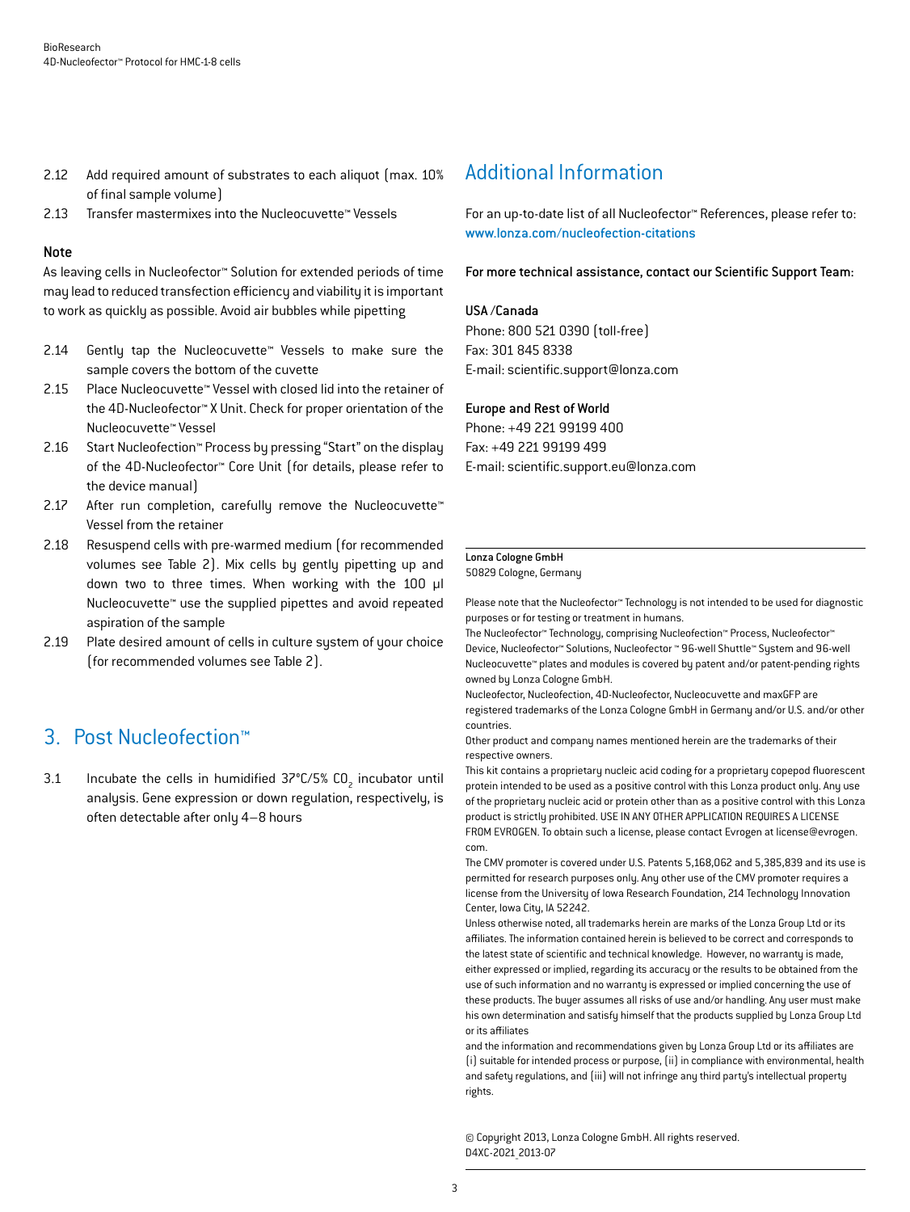2.12 Add required amount of substrates to each aliquot (max. 10% of final sample volume)

2.13 Transfer mastermixes into the Nucleocuvette™ Vessels

**Note**

As leaving cells in Nucleofector™ Solution for extended periods of time may lead to reduced transfection efficiency and viability it is important to work as quickly as possible. Avoid air bubbles while pipetting

2.14 Gently tap the Nucleocuvette™ Vessels to make sure the sample covers the bottom of the cuvette

2.15 Place Nucleocuvette™ Vessel with closed lid into the retainer of the 4D-Nucleofector™ X Unit. Check for proper orientation of the Nucleocuvette™ Vessel

2.16 Start Nucleofection™ Process by pressing "Start" on the display of the 4D-Nucleofector™ Core Unit (for details, please refer to the device manual)

2.17 After run completion, carefully remove the Nucleocuvette™ Vessel from the retainer

2.18 Resuspend cells with pre-warmed medium (for recommended volumes see Table 2). Mix cells by gently pipetting up and down two to three times. When working with the 100 µl Nucleocuvette™ use the supplied pipettes and avoid repeated aspiration of the sample

2.19 Plate desired amount of cells in culture system of your choice (for recommended volumes see Table 2).

## 3. Post Nucleofection™

3.1 Incubate the cells in humidified 37°C/5% $CO_2$ incubator until analysis. Gene expression or down regulation, respectively, is often detectable after only 4–8 hours

## Additional Information

For an up-to-date list of all Nucleofector™ References, please refer to: www.lonza.com/nucleofection-citations

**For more technical assistance, contact our Scientific Support Team:**

**USA /Canada**
Phone: 800 521 0390 (toll-free)
Fax: 301 845 8338
E-mail: scientific.support@lonza.com

**Europe and Rest of World**
Phone: +49 221 99199 400
Fax: +49 221 99199 499
E-mail: scientific.support.eu@lonza.com

**Lonza Cologne GmbH**
50829 Cologne, Germany

Please note that the Nucleofector™ Technology is not intended to be used for diagnostic purposes or for testing or treatment in humans.
The Nucleofector™ Technology, comprising Nucleofection™ Process, Nucleofector™ Device, Nucleofector™ Solutions, Nucleofector ™ 96-well Shuttle™ System and 96-well Nucleocuvette™ plates and modules is covered by patent and/or patent-pending rights owned by Lonza Cologne GmbH.
Nucleofector, Nucleofection, 4D-Nucleofector, Nucleocuvette and maxGFP are registered trademarks of the Lonza Cologne GmbH in Germany and/or U.S. and/or other countries.
Other product and company names mentioned herein are the trademarks of their respective owners.
This kit contains a proprietary nucleic acid coding for a proprietary copepod fluorescent protein intended to be used as a positive control with this Lonza product only. Any use of the proprietary nucleic acid or protein other than as a positive control with this Lonza product is strictly prohibited. USE IN ANY OTHER APPLICATION REQUIRES A LICENSE FROM EVROGEN. To obtain such a license, please contact Evrogen at license@evrogen.com.
The CMV promoter is covered under U.S. Patents 5,168,062 and 5,385,839 and its use is permitted for research purposes only. Any other use of the CMV promoter requires a license from the University of Iowa Research Foundation, 214 Technology Innovation Center, Iowa City, IA 52242.
Unless otherwise noted, all trademarks herein are marks of the Lonza Group Ltd or its affiliates. The information contained herein is believed to be correct and corresponds to the latest state of scientific and technical knowledge. However, no warranty is made, either expressed or implied, regarding its accuracy or the results to be obtained from the use of such information and no warranty is expressed or implied concerning the use of these products. The buyer assumes all risks of use and/or handling. Any user must make his own determination and satisfy himself that the products supplied by Lonza Group Ltd or its affiliates
and the information and recommendations given by Lonza Group Ltd or its affiliates are (i) suitable for intended process or purpose, (ii) in compliance with environmental, health and safety regulations, and (iii) will not infringe any third party's intellectual property rights.

© Copyright 2013, Lonza Cologne GmbH. All rights reserved.
D4XC-2021_2013-07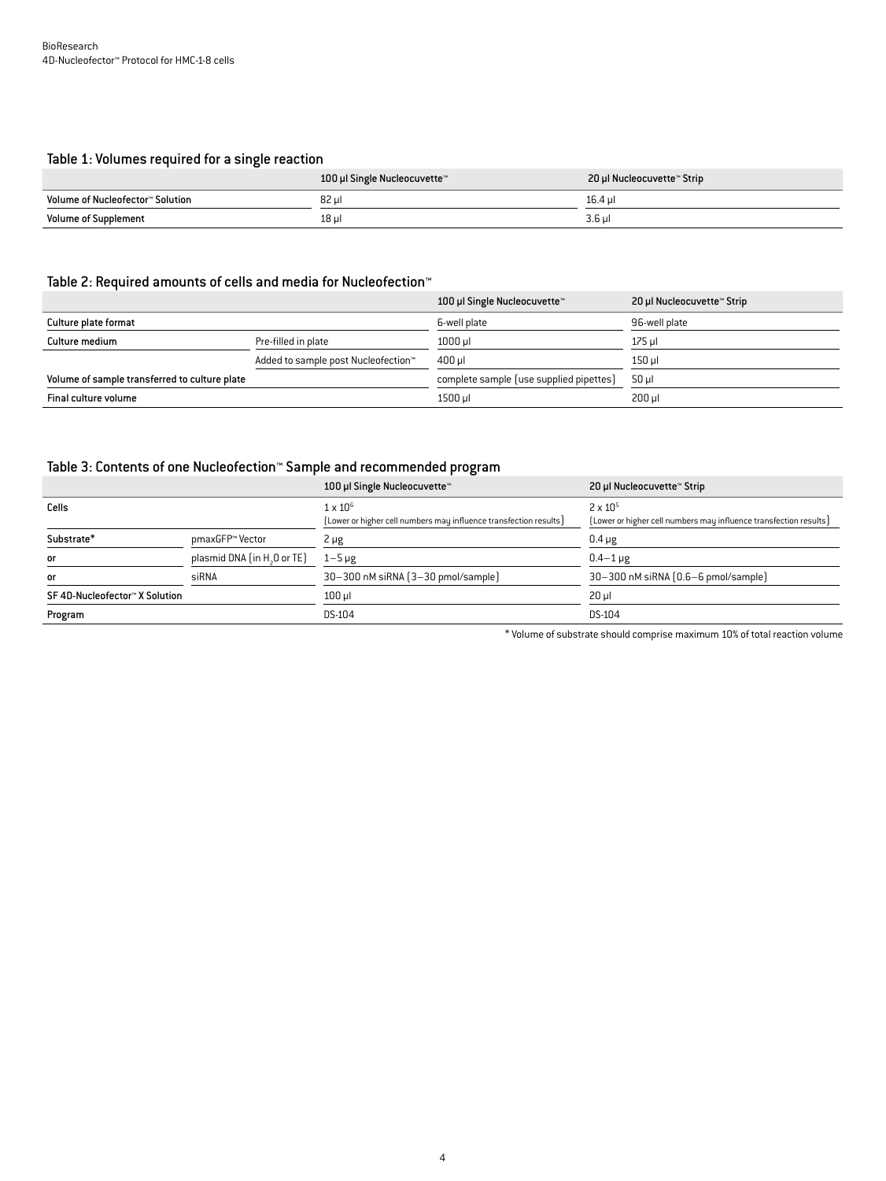### Table 1: Volumes required for a single reaction

| | 100 µl Single Nucleocuvette™ | 20 µl Nucleocuvette™ Strip |
|---|---|---|
| Volume of Nucleofector™ Solution | 82 µl | 16.4 µl |
| Volume of Supplement | 18 µl | 3.6 µl |

### Table 2: Required amounts of cells and media for Nucleofection™

| | | 100 µl Single Nucleocuvette™ | 20 µl Nucleocuvette™ Strip |
|---|---|---|---|
| Culture plate format | | 6-well plate | 96-well plate |
| Culture medium | Pre-filled in plate | 1000 µl | 175 µl |
| | Added to sample post Nucleofection™ | 400 µl | 150 µl |
| Volume of sample transferred to culture plate | | complete sample (use supplied pipettes) | 50 µl |
| Final culture volume | | 1500 µl | 200 µl |

### Table 3: Contents of one Nucleofection™ Sample and recommended program

| | | 100 µl Single Nucleocuvette™ | 20 µl Nucleocuvette™ Strip |
|---|---|---|---|
| Cells | | $1 \times 10^6$ (Lower or higher cell numbers may influence transfection results) | $2 \times 10^5$ (Lower or higher cell numbers may influence transfection results) |
| Substrate* | pmaxGFP™ Vector | 2 µg | 0.4 µg |
| or | plasmid DNA (in $H_2O$ or TE) | 1–5 µg | 0.4–1 µg |
| or | siRNA | 30–300 nM siRNA (3–30 pmol/sample) | 30–300 nM siRNA (0.6–6 pmol/sample) |
| SF 4D-Nucleofector™ X Solution | | 100 µl | 20 µl |
| Program | | DS-104 | DS-104 |

\* Volume of substrate should comprise maximum 10% of total reaction volume